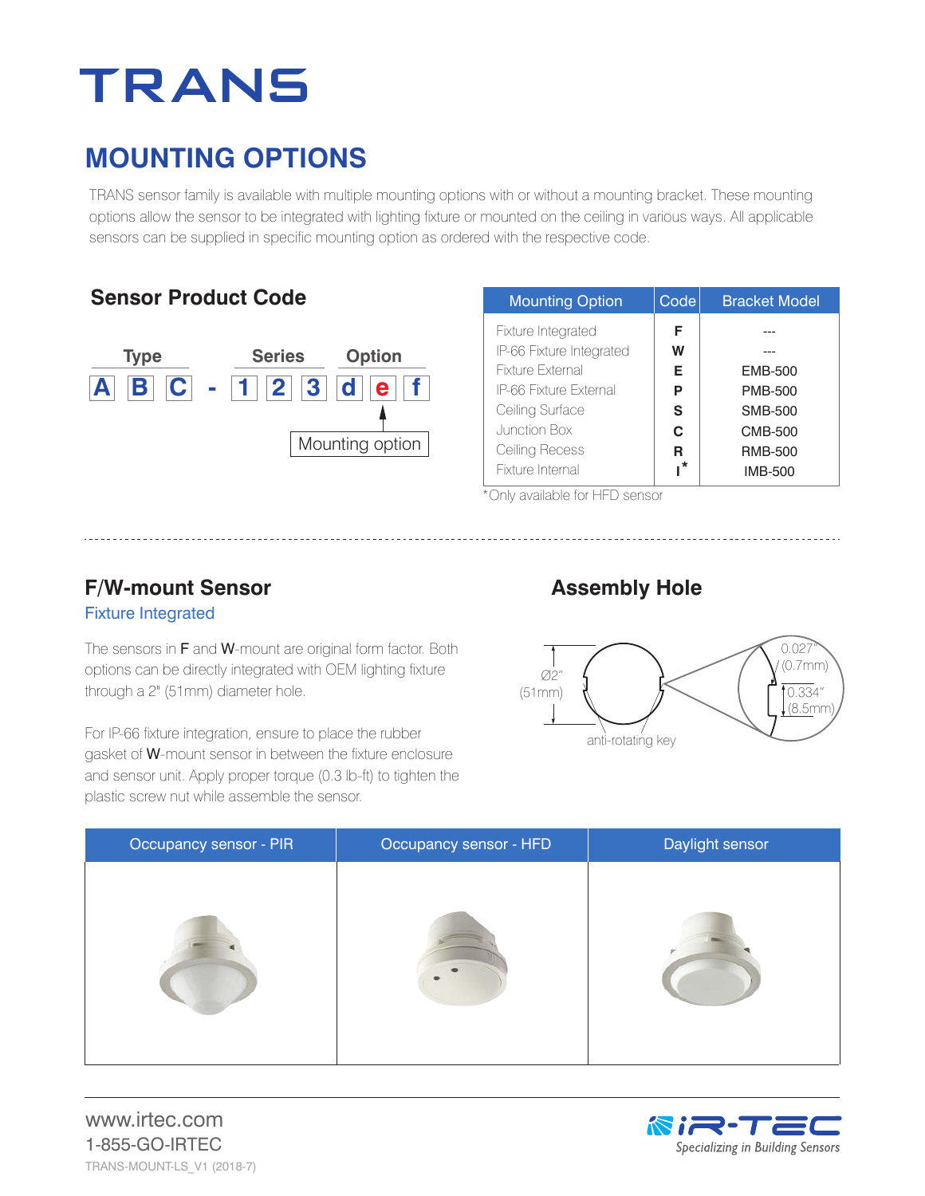# TRANS

## MOUNTING OPTIONS

TRANS sensor family is available with multiple mounting options with or without a mounting bracket. These mounting options allow the sensor to be integrated with lighting fixture or mounted on the ceiling in various ways. All applicable sensors can be supplied in specific mounting option as ordered with the respective code.

### Sensor Product Code

| Type | | | | Series | | | Option | | |
|---|---|---|---|---|---|---|---|---|---|
| A | B | C | - | 1 | 2 | 3 | d | e | f |

Mounting option (e)

| Mounting Option | Code | Bracket Model |
|---|---|---|
| Fixture Integrated | F | --- |
| IP-66 Fixture Integrated | W | --- |
| Fixture External | E | EMB-500 |
| IP-66 Fixture External | P | PMB-500 |
| Ceiling Surface | S | SMB-500 |
| Junction Box | C | CMB-500 |
| Ceiling Recess | R | RMB-500 |
| Fixture Internal | I* | IMB-500 |

*Only available for HFD sensor

### F/W-mount Sensor

Fixture Integrated

The sensors in **F** and **W**-mount are original form factor. Both options can be directly integrated with OEM lighting fixture through a 2" (51mm) diameter hole.

For IP-66 fixture integration, ensure to place the rubber gasket of **W**-mount sensor in between the fixture enclosure and sensor unit. Apply proper torque (0.3 lb-ft) to tighten the plastic screw nut while assemble the sensor.

### Assembly Hole

Ø2" (51mm)

anti-rotating key

0.027" (0.7mm)

0.334" (8.5mm)

| Occupancy sensor - PIR | Occupancy sensor - HFD | Daylight sensor |
|---|---|---|
| | | |

www.irtec.com
1-855-GO-IRTEC
TRANS-MOUNT-LS_V1 (2018-7)

iR-TEC
Specializing in Building Sensors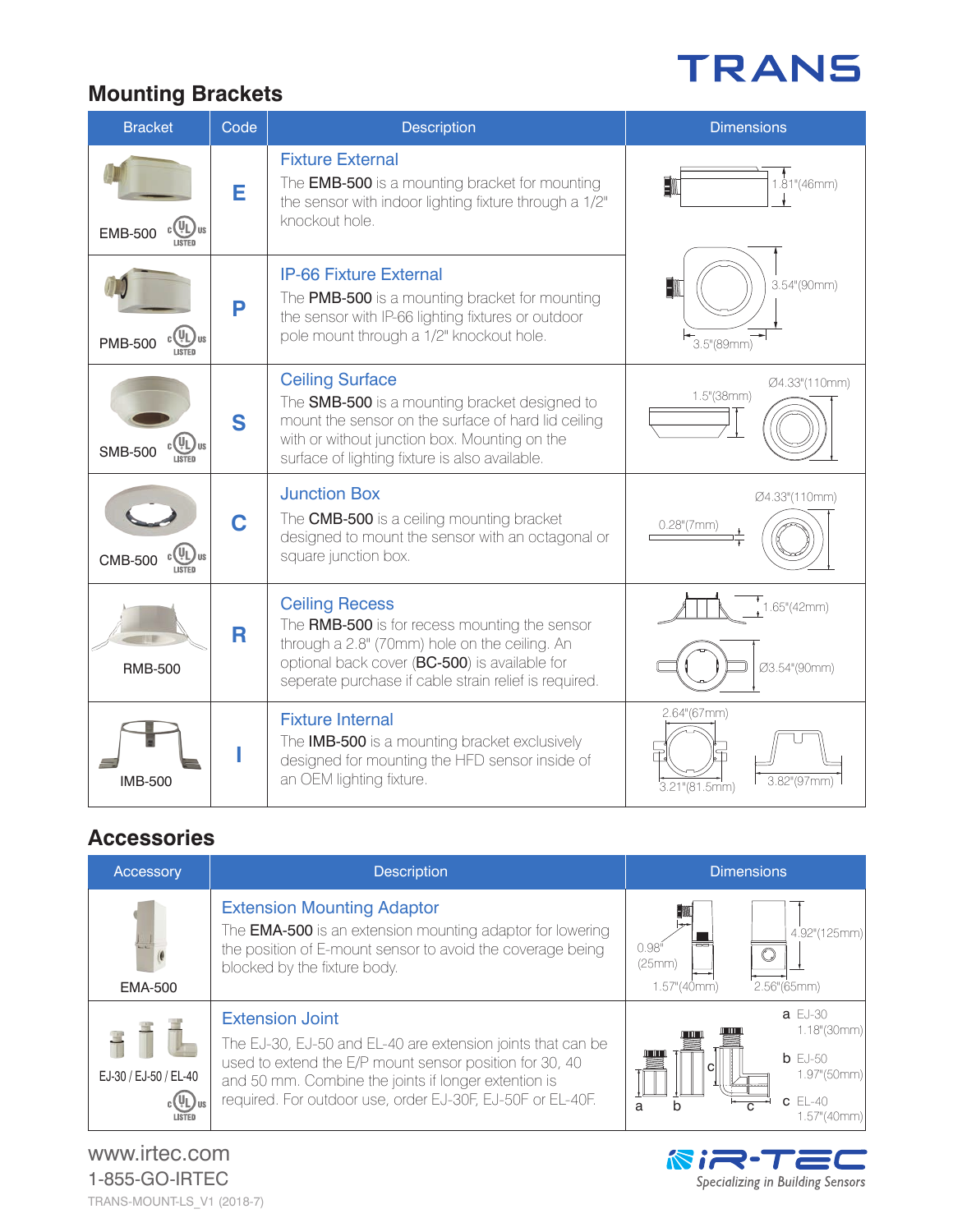TRANS

## Mounting Brackets

| Bracket | Code | Description | Dimensions |
|---|---|---|---|
| EMB-500 | E | **Fixture External**<br>The **EMB-500** is a mounting bracket for mounting the sensor with indoor lighting fixture through a 1/2" knockout hole. | 1.81"(46mm) |
| PMB-500 | P | **IP-66 Fixture External**<br>The **PMB-500** is a mounting bracket for mounting the sensor with IP-66 lighting fixtures or outdoor pole mount through a 1/2" knockout hole. | 3.54"(90mm)<br>3.5"(89mm) |
| SMB-500 | S | **Ceiling Surface**<br>The **SMB-500** is a mounting bracket designed to mount the sensor on the surface of hard lid ceiling with or without junction box. Mounting on the surface of lighting fixture is also available. | 1.5"(38mm)<br>Ø4.33"(110mm) |
| CMB-500 | C | **Junction Box**<br>The **CMB-500** is a ceiling mounting bracket designed to mount the sensor with an octagonal or square junction box. | 0.28"(7mm)<br>Ø4.33"(110mm) |
| RMB-500 | R | **Ceiling Recess**<br>The **RMB-500** is for recess mounting the sensor through a 2.8" (70mm) hole on the ceiling. An optional back cover (**BC-500**) is available for seperate purchase if cable strain relief is required. | 1.65"(42mm)<br>Ø3.54"(90mm) |
| IMB-500 | I | **Fixture Internal**<br>The **IMB-500** is a mounting bracket exclusively designed for mounting the HFD sensor inside of an OEM lighting fixture. | 2.64"(67mm)<br>3.21"(81.5mm)<br>3.82"(97mm) |

## Accessories

| Accessory | Description | Dimensions |
|---|---|---|
| EMA-500 | **Extension Mounting Adaptor**<br>The **EMA-500** is an extension mounting adaptor for lowering the position of E-mount sensor to avoid the coverage being blocked by the fixture body. | 0.98" (25mm)<br>1.57"(40mm)<br>2.56"(65mm)<br>4.92"(125mm) |
| EJ-30 / EJ-50 / EL-40 | **Extension Joint**<br>The EJ-30, EJ-50 and EL-40 are extension joints that can be used to extend the E/P mount sensor position for 30, 40 and 50 mm. Combine the joints if longer extention is required. For outdoor use, order EJ-30F, EJ-50F or EL-40F. | a EJ-30 1.18"(30mm)<br>b EJ-50 1.97"(50mm)<br>c EL-40 1.57"(40mm) |

www.irtec.com
1-855-GO-IRTEC
TRANS-MOUNT-LS_V1 (2018-7)

iR-TEC
Specializing in Building Sensors